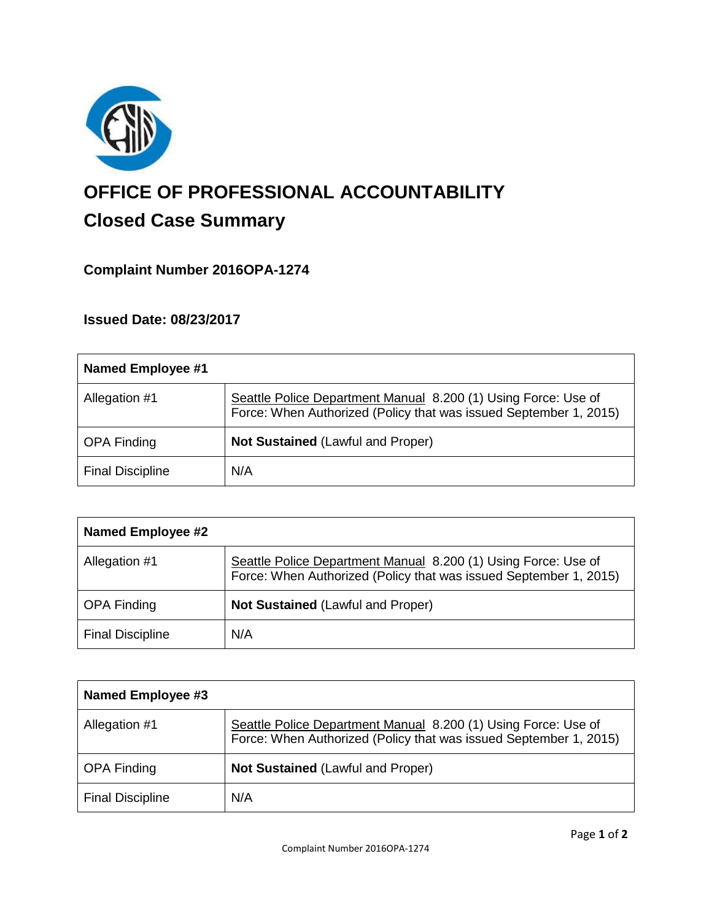# OFFICE OF PROFESSIONAL ACCOUNTABILITY

## Closed Case Summary

### Complaint Number 2016OPA-1274

### Issued Date: 08/23/2017

| **Named Employee #1** | |
|---|---|
| Allegation #1 | Seattle Police Department Manual 8.200 (1) Using Force: Use of Force: When Authorized (Policy that was issued September 1, 2015) |
| OPA Finding | **Not Sustained** (Lawful and Proper) |
| Final Discipline | N/A |

| **Named Employee #2** | |
|---|---|
| Allegation #1 | Seattle Police Department Manual 8.200 (1) Using Force: Use of Force: When Authorized (Policy that was issued September 1, 2015) |
| OPA Finding | **Not Sustained** (Lawful and Proper) |
| Final Discipline | N/A |

| **Named Employee #3** | |
|---|---|
| Allegation #1 | Seattle Police Department Manual 8.200 (1) Using Force: Use of Force: When Authorized (Policy that was issued September 1, 2015) |
| OPA Finding | **Not Sustained** (Lawful and Proper) |
| Final Discipline | N/A |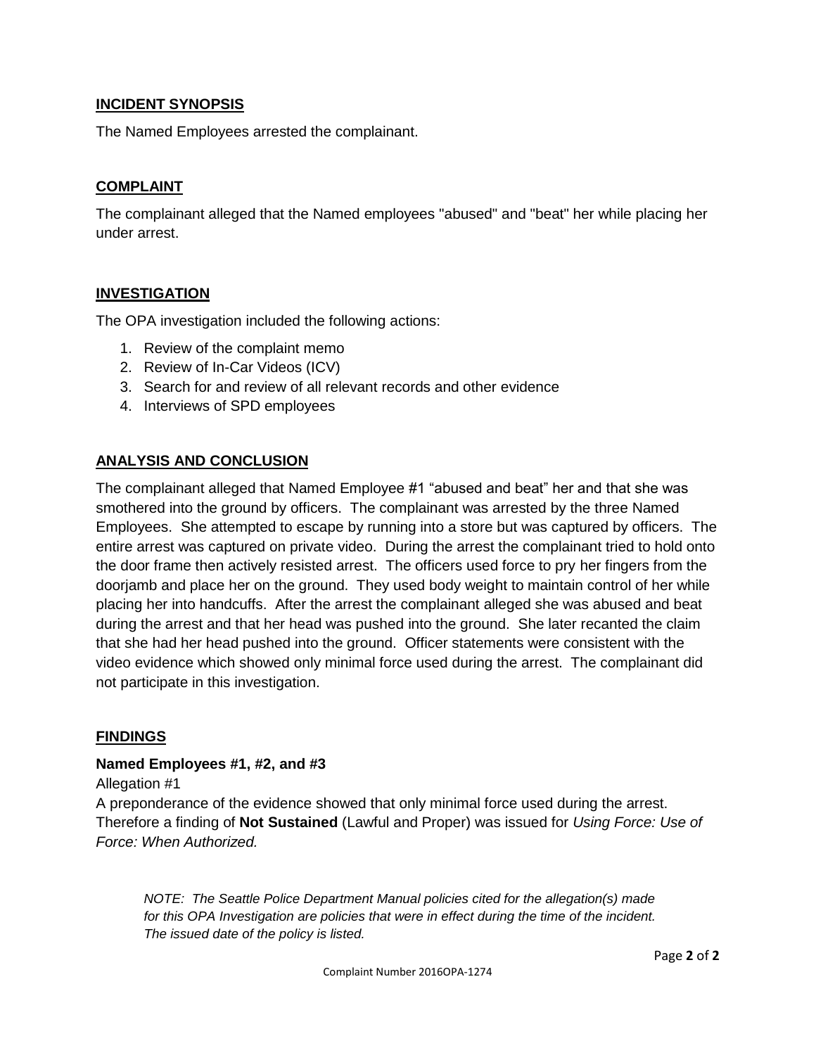## INCIDENT SYNOPSIS

The Named Employees arrested the complainant.

## COMPLAINT

The complainant alleged that the Named employees "abused" and "beat" her while placing her under arrest.

## INVESTIGATION

The OPA investigation included the following actions:

1. Review of the complaint memo
2. Review of In-Car Videos (ICV)
3. Search for and review of all relevant records and other evidence
4. Interviews of SPD employees

## ANALYSIS AND CONCLUSION

The complainant alleged that Named Employee #1 "abused and beat" her and that she was smothered into the ground by officers. The complainant was arrested by the three Named Employees. She attempted to escape by running into a store but was captured by officers. The entire arrest was captured on private video. During the arrest the complainant tried to hold onto the door frame then actively resisted arrest. The officers used force to pry her fingers from the doorjamb and place her on the ground. They used body weight to maintain control of her while placing her into handcuffs. After the arrest the complainant alleged she was abused and beat during the arrest and that her head was pushed into the ground. She later recanted the claim that she had her head pushed into the ground. Officer statements were consistent with the video evidence which showed only minimal force used during the arrest. The complainant did not participate in this investigation.

## FINDINGS

**Named Employees #1, #2, and #3**

Allegation #1

A preponderance of the evidence showed that only minimal force used during the arrest. Therefore a finding of **Not Sustained** (Lawful and Proper) was issued for *Using Force: Use of Force: When Authorized.*

*NOTE: The Seattle Police Department Manual policies cited for the allegation(s) made for this OPA Investigation are policies that were in effect during the time of the incident. The issued date of the policy is listed.*

Complaint Number 2016OPA-1274